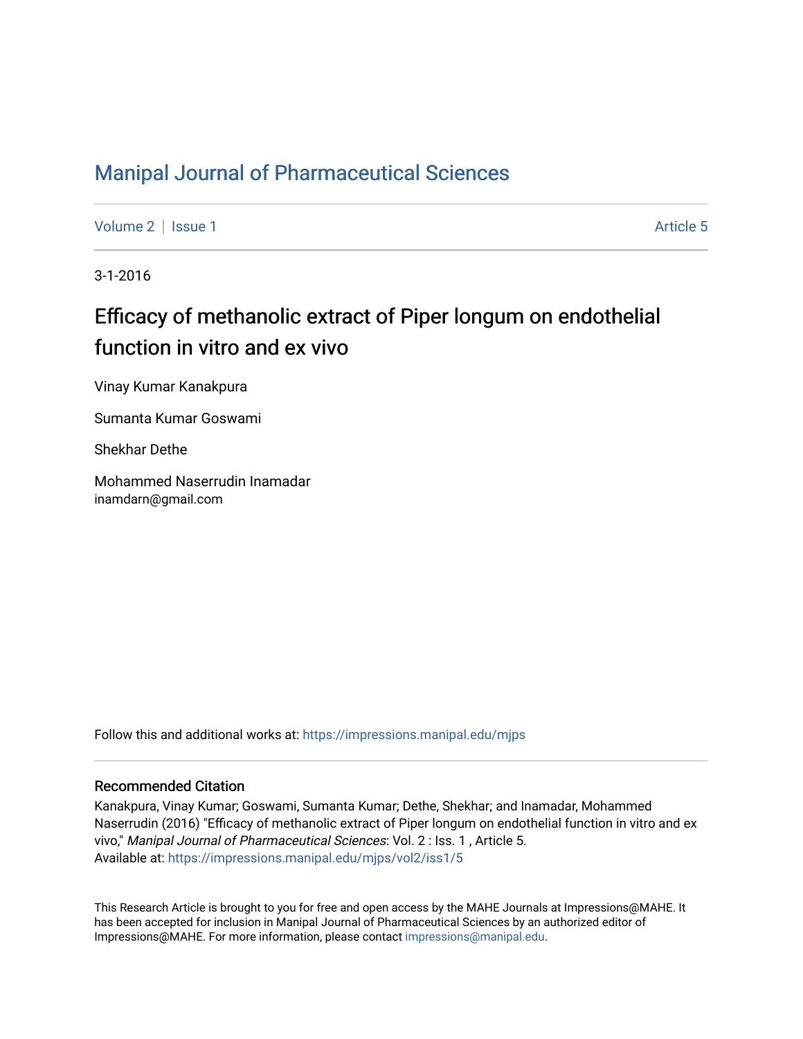# Manipal Journal of Pharmaceutical Sciences

Volume 2 | Issue 1 Article 5

3-1-2016

## Efficacy of methanolic extract of Piper longum on endothelial function in vitro and ex vivo

Vinay Kumar Kanakpura

Sumanta Kumar Goswami

Shekhar Dethe

Mohammed Naserrudin Inamadar
inamdarn@gmail.com

Follow this and additional works at: https://impressions.manipal.edu/mjps

### Recommended Citation

Kanakpura, Vinay Kumar; Goswami, Sumanta Kumar; Dethe, Shekhar; and Inamadar, Mohammed Naserrudin (2016) "Efficacy of methanolic extract of Piper longum on endothelial function in vitro and ex vivo," *Manipal Journal of Pharmaceutical Sciences*: Vol. 2 : Iss. 1 , Article 5.
Available at: https://impressions.manipal.edu/mjps/vol2/iss1/5

This Research Article is brought to you for free and open access by the MAHE Journals at Impressions@MAHE. It has been accepted for inclusion in Manipal Journal of Pharmaceutical Sciences by an authorized editor of Impressions@MAHE. For more information, please contact impressions@manipal.edu.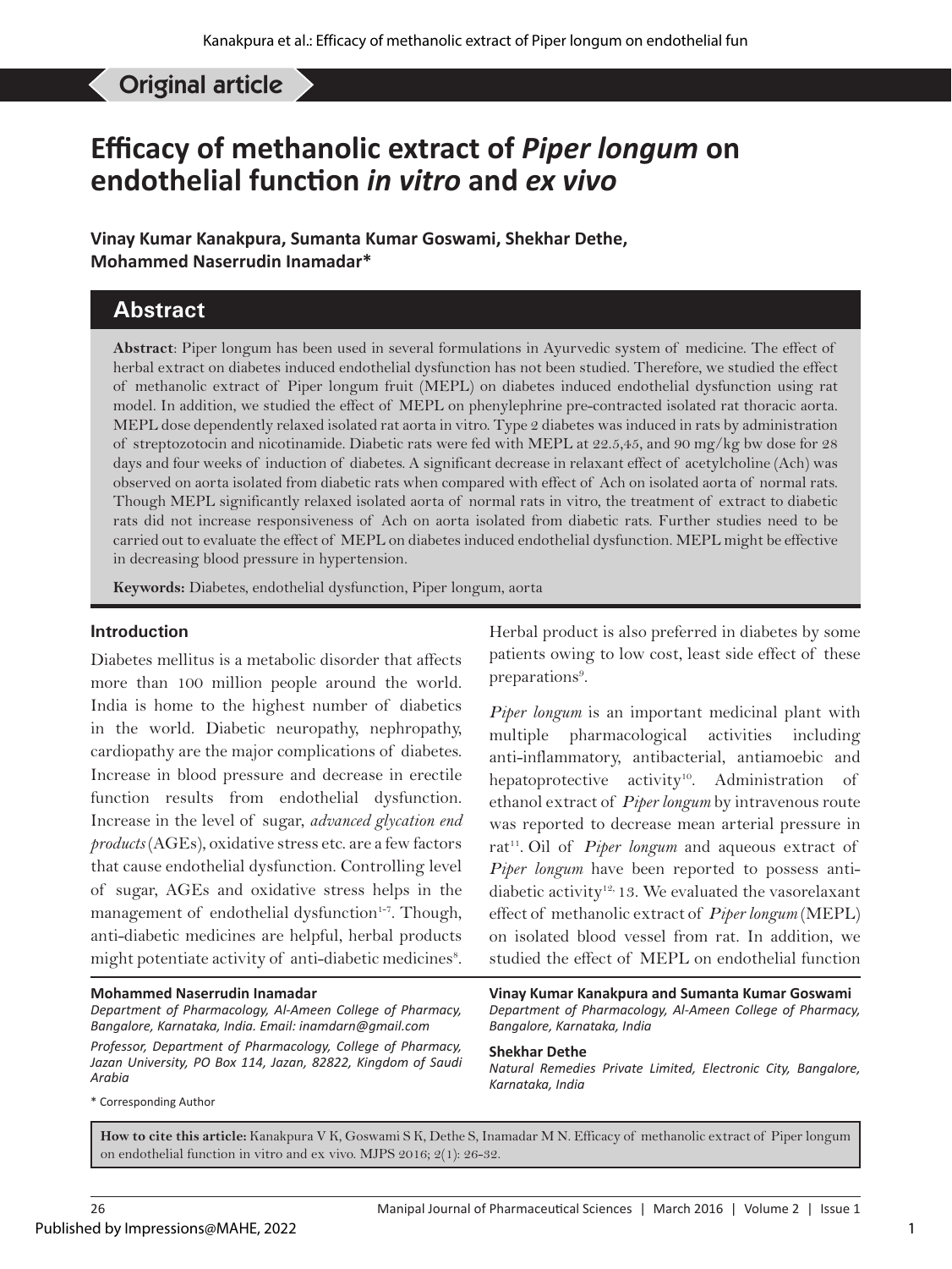Original article

# Efficacy of methanolic extract of *Piper longum* on endothelial function *in vitro* and *ex vivo*

**Vinay Kumar Kanakpura, Sumanta Kumar Goswami, Shekhar Dethe, Mohammed Naserrudin Inamadar***

## Abstract

**Abstract**: Piper longum has been used in several formulations in Ayurvedic system of medicine. The effect of herbal extract on diabetes induced endothelial dysfunction has not been studied. Therefore, we studied the effect of methanolic extract of Piper longum fruit (MEPL) on diabetes induced endothelial dysfunction using rat model. In addition, we studied the effect of MEPL on phenylephrine pre-contracted isolated rat thoracic aorta. MEPL dose dependently relaxed isolated rat aorta in vitro. Type 2 diabetes was induced in rats by administration of streptozotocin and nicotinamide. Diabetic rats were fed with MEPL at 22.5,45, and 90 mg/kg bw dose for 28 days and four weeks of induction of diabetes. A significant decrease in relaxant effect of acetylcholine (Ach) was observed on aorta isolated from diabetic rats when compared with effect of Ach on isolated aorta of normal rats. Though MEPL significantly relaxed isolated aorta of normal rats in vitro, the treatment of extract to diabetic rats did not increase responsiveness of Ach on aorta isolated from diabetic rats. Further studies need to be carried out to evaluate the effect of MEPL on diabetes induced endothelial dysfunction. MEPL might be effective in decreasing blood pressure in hypertension.

**Keywords:** Diabetes, endothelial dysfunction, Piper longum, aorta

### Introduction

Diabetes mellitus is a metabolic disorder that affects more than 100 million people around the world. India is home to the highest number of diabetics in the world. Diabetic neuropathy, nephropathy, cardiopathy are the major complications of diabetes. Increase in blood pressure and decrease in erectile function results from endothelial dysfunction. Increase in the level of sugar, *advanced glycation end products* (AGEs), oxidative stress etc. are a few factors that cause endothelial dysfunction. Controlling level of sugar, AGEs and oxidative stress helps in the management of endothelial dysfunction[1-7]. Though, anti-diabetic medicines are helpful, herbal products might potentiate activity of anti-diabetic medicines[8]. Herbal product is also preferred in diabetes by some patients owing to low cost, least side effect of these preparations[9].

*Piper longum* is an important medicinal plant with multiple pharmacological activities including anti-inflammatory, antibacterial, antiamoebic and hepatoprotective activity[10]. Administration of ethanol extract of *Piper longum* by intravenous route was reported to decrease mean arterial pressure in rat[11]. Oil of *Piper longum* and aqueous extract of *Piper longum* have been reported to possess anti-diabetic activity[12, 13]. We evaluated the vasorelaxant effect of methanolic extract of *Piper longum* (MEPL) on isolated blood vessel from rat. In addition, we studied the effect of MEPL on endothelial function

**Mohammed Naserrudin Inamadar**
*Department of Pharmacology, Al-Ameen College of Pharmacy, Bangalore, Karnataka, India. Email: inamdarn@gmail.com*
*Professor, Department of Pharmacology, College of Pharmacy, Jazan University, PO Box 114, Jazan, 82822, Kingdom of Saudi Arabia*

\* Corresponding Author

**Vinay Kumar Kanakpura and Sumanta Kumar Goswami**
*Department of Pharmacology, Al-Ameen College of Pharmacy, Bangalore, Karnataka, India*

**Shekhar Dethe**
*Natural Remedies Private Limited, Electronic City, Bangalore, Karnataka, India*

**How to cite this article:** Kanakpura V K, Goswami S K, Dethe S, Inamadar M N. Efficacy of methanolic extract of Piper longum on endothelial function in vitro and ex vivo. MJPS 2016; 2(1): 26-32.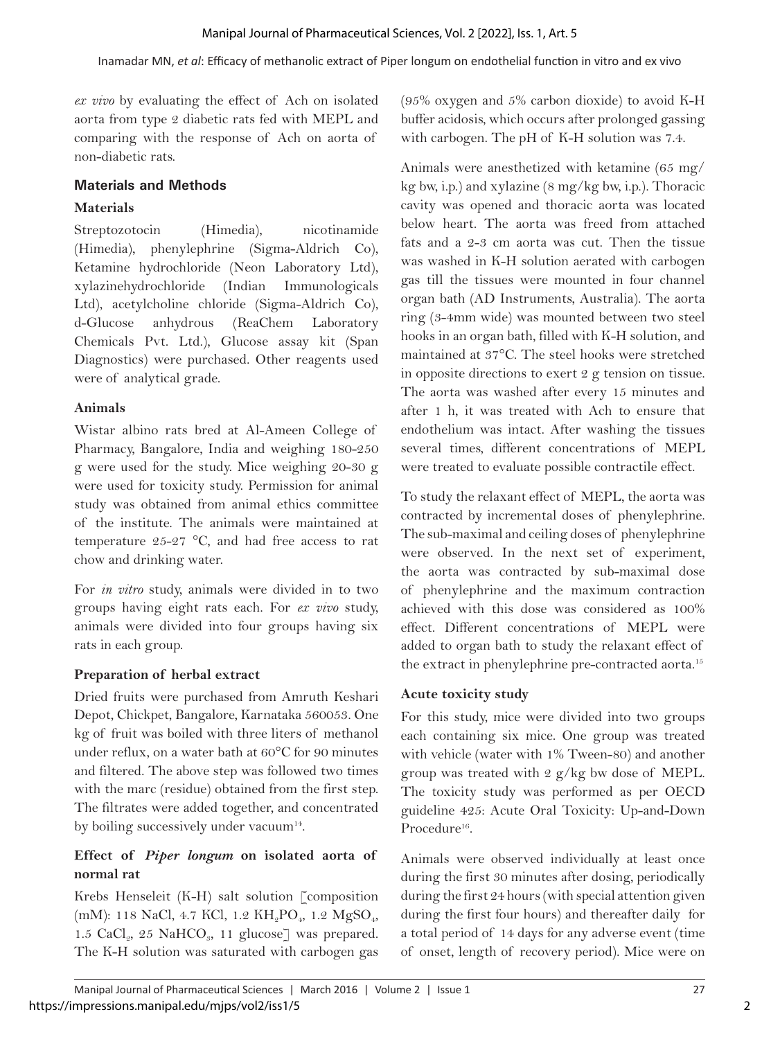*ex vivo* by evaluating the effect of Ach on isolated aorta from type 2 diabetic rats fed with MEPL and comparing with the response of Ach on aorta of non-diabetic rats.

## Materials and Methods

### Materials

Streptozotocin (Himedia), nicotinamide (Himedia), phenylephrine (Sigma-Aldrich Co), Ketamine hydrochloride (Neon Laboratory Ltd), xylazinehydrochloride (Indian Immunologicals Ltd), acetylcholine chloride (Sigma-Aldrich Co), d-Glucose anhydrous (ReaChem Laboratory Chemicals Pvt. Ltd.), Glucose assay kit (Span Diagnostics) were purchased. Other reagents used were of analytical grade.

### Animals

Wistar albino rats bred at Al-Ameen College of Pharmacy, Bangalore, India and weighing 180-250 g were used for the study. Mice weighing 20-30 g were used for toxicity study. Permission for animal study was obtained from animal ethics committee of the institute. The animals were maintained at temperature 25-27 °C, and had free access to rat chow and drinking water.

For *in vitro* study, animals were divided in to two groups having eight rats each. For *ex vivo* study, animals were divided into four groups having six rats in each group.

### Preparation of herbal extract

Dried fruits were purchased from Amruth Keshari Depot, Chickpet, Bangalore, Karnataka 560053. One kg of fruit was boiled with three liters of methanol under reflux, on a water bath at 60°C for 90 minutes and filtered. The above step was followed two times with the marc (residue) obtained from the first step. The filtrates were added together, and concentrated by boiling successively under vacuum[14].

### Effect of *Piper longum* on isolated aorta of normal rat

Krebs Henseleit (K-H) salt solution [composition (mM): 118 NaCl, 4.7 KCl, 1.2 $KH_2PO_4$, 1.2 $MgSO_4$, 1.5 $CaCl_2$, 25 $NaHCO_3$, 11 glucose] was prepared. The K-H solution was saturated with carbogen gas (95% oxygen and 5% carbon dioxide) to avoid K-H buffer acidosis, which occurs after prolonged gassing with carbogen. The pH of K-H solution was 7.4.

Animals were anesthetized with ketamine (65 mg/kg bw, i.p.) and xylazine (8 mg/kg bw, i.p.). Thoracic cavity was opened and thoracic aorta was located below heart. The aorta was freed from attached fats and a 2-3 cm aorta was cut. Then the tissue was washed in K-H solution aerated with carbogen gas till the tissues were mounted in four channel organ bath (AD Instruments, Australia). The aorta ring (3-4mm wide) was mounted between two steel hooks in an organ bath, filled with K-H solution, and maintained at 37°C. The steel hooks were stretched in opposite directions to exert 2 g tension on tissue. The aorta was washed after every 15 minutes and after 1 h, it was treated with Ach to ensure that endothelium was intact. After washing the tissues several times, different concentrations of MEPL were treated to evaluate possible contractile effect.

To study the relaxant effect of MEPL, the aorta was contracted by incremental doses of phenylephrine. The sub-maximal and ceiling doses of phenylephrine were observed. In the next set of experiment, the aorta was contracted by sub-maximal dose of phenylephrine and the maximum contraction achieved with this dose was considered as 100% effect. Different concentrations of MEPL were added to organ bath to study the relaxant effect of the extract in phenylephrine pre-contracted aorta.[15]

### Acute toxicity study

For this study, mice were divided into two groups each containing six mice. One group was treated with vehicle (water with 1% Tween-80) and another group was treated with 2 g/kg bw dose of MEPL. The toxicity study was performed as per OECD guideline 425: Acute Oral Toxicity: Up-and-Down Procedure[16].

Animals were observed individually at least once during the first 30 minutes after dosing, periodically during the first 24 hours (with special attention given during the first four hours) and thereafter daily for a total period of 14 days for any adverse event (time of onset, length of recovery period). Mice were on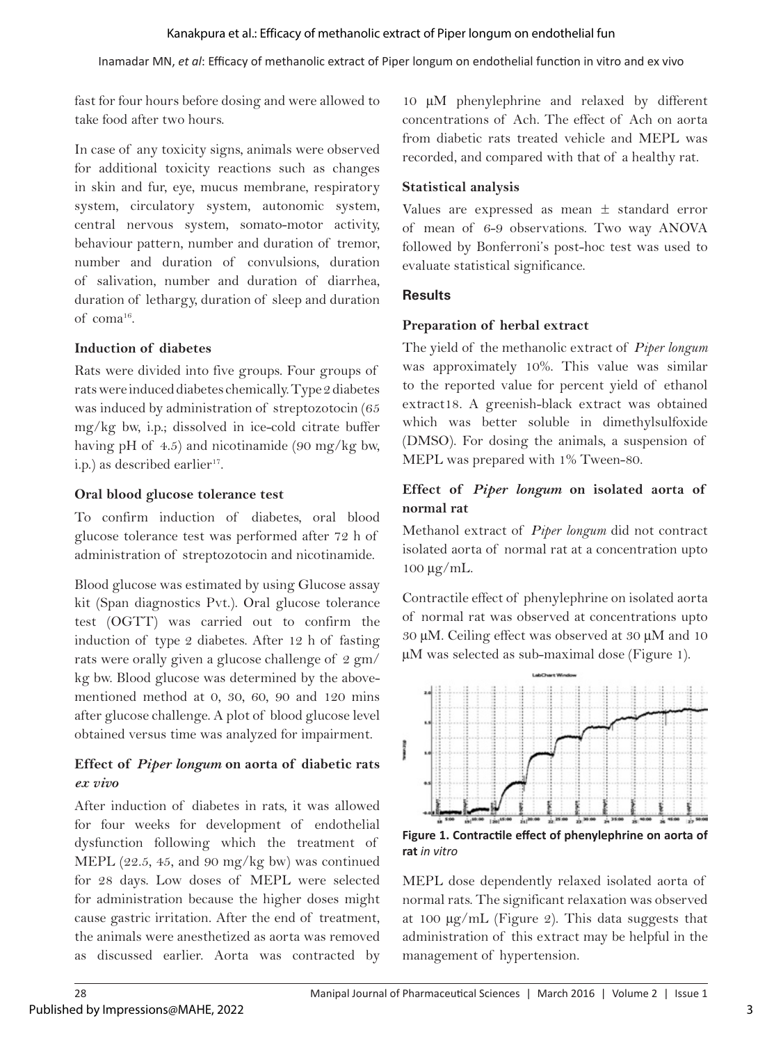fast for four hours before dosing and were allowed to take food after two hours.

In case of any toxicity signs, animals were observed for additional toxicity reactions such as changes in skin and fur, eye, mucus membrane, respiratory system, circulatory system, autonomic system, central nervous system, somato-motor activity, behaviour pattern, number and duration of tremor, number and duration of convulsions, duration of salivation, number and duration of diarrhea, duration of lethargy, duration of sleep and duration of coma[16].

### Induction of diabetes

Rats were divided into five groups. Four groups of rats were induced diabetes chemically. Type 2 diabetes was induced by administration of streptozotocin (65 mg/kg bw, i.p.; dissolved in ice-cold citrate buffer having pH of 4.5) and nicotinamide (90 mg/kg bw, i.p.) as described earlier[17].

### Oral blood glucose tolerance test

To confirm induction of diabetes, oral blood glucose tolerance test was performed after 72 h of administration of streptozotocin and nicotinamide.

Blood glucose was estimated by using Glucose assay kit (Span diagnostics Pvt.). Oral glucose tolerance test (OGTT) was carried out to confirm the induction of type 2 diabetes. After 12 h of fasting rats were orally given a glucose challenge of 2 gm/kg bw. Blood glucose was determined by the above-mentioned method at 0, 30, 60, 90 and 120 mins after glucose challenge. A plot of blood glucose level obtained versus time was analyzed for impairment.

### Effect of *Piper longum* on aorta of diabetic rats *ex vivo*

After induction of diabetes in rats, it was allowed for four weeks for development of endothelial dysfunction following which the treatment of MEPL (22.5, 45, and 90 mg/kg bw) was continued for 28 days. Low doses of MEPL were selected for administration because the higher doses might cause gastric irritation. After the end of treatment, the animals were anesthetized as aorta was removed as discussed earlier. Aorta was contracted by 10 μM phenylephrine and relaxed by different concentrations of Ach. The effect of Ach on aorta from diabetic rats treated vehicle and MEPL was recorded, and compared with that of a healthy rat.

### Statistical analysis

Values are expressed as mean ± standard error of mean of 6-9 observations. Two way ANOVA followed by Bonferroni's post-hoc test was used to evaluate statistical significance.

## Results

### Preparation of herbal extract

The yield of the methanolic extract of *Piper longum* was approximately 10%. This value was similar to the reported value for percent yield of ethanol extract18. A greenish-black extract was obtained which was better soluble in dimethylsulfoxide (DMSO). For dosing the animals, a suspension of MEPL was prepared with 1% Tween-80.

### Effect of *Piper longum* on isolated aorta of normal rat

Methanol extract of *Piper longum* did not contract isolated aorta of normal rat at a concentration upto 100 μg/mL.

Contractile effect of phenylephrine on isolated aorta of normal rat was observed at concentrations upto 30 μM. Ceiling effect was observed at 30 μM and 10 μM was selected as sub-maximal dose (Figure 1).

**Figure 1. Contractile effect of phenylephrine on aorta of rat** *in vitro*

MEPL dose dependently relaxed isolated aorta of normal rats. The significant relaxation was observed at 100 μg/mL (Figure 2). This data suggests that administration of this extract may be helpful in the management of hypertension.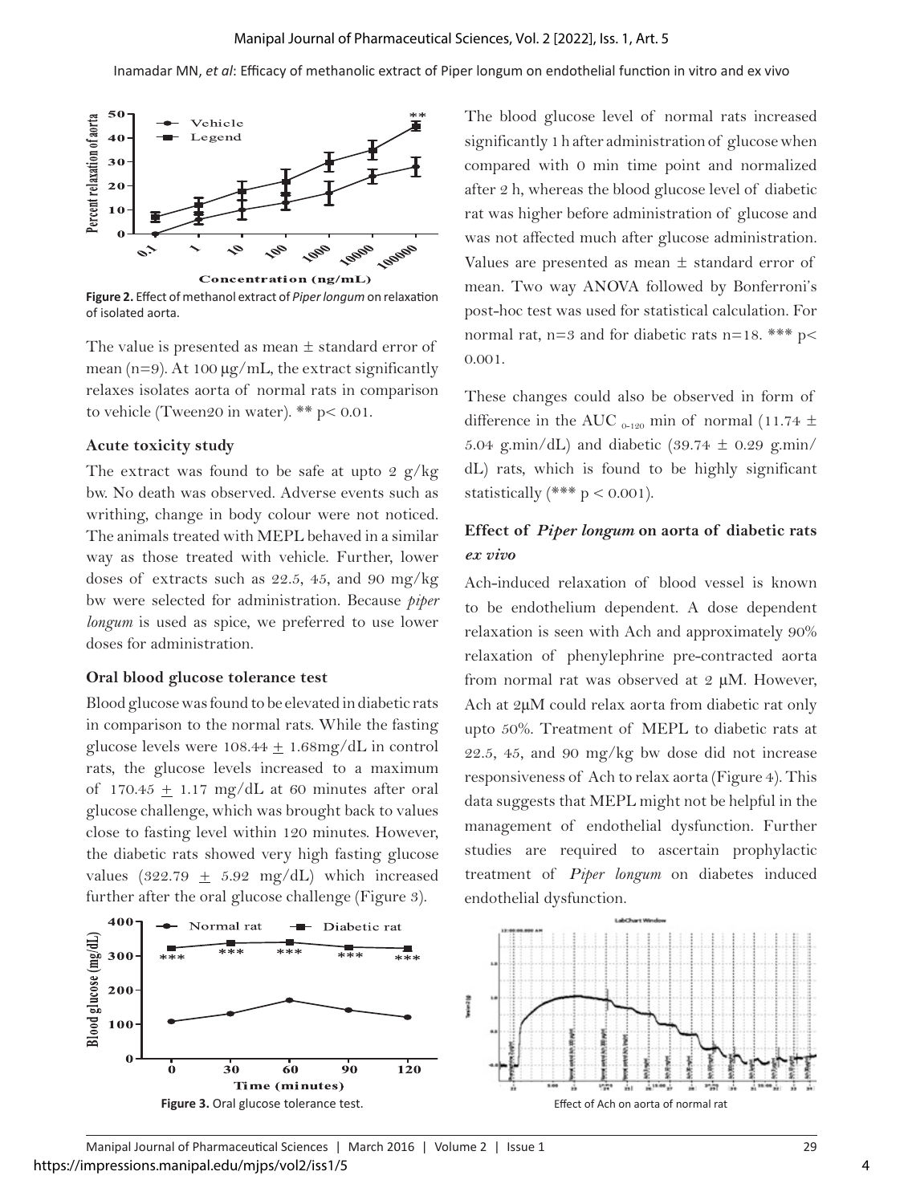**Figure 2.** Effect of methanol extract of *Piper longum* on relaxation of isolated aorta.

The value is presented as mean ± standard error of mean (n=9). At 100 µg/mL, the extract significantly relaxes isolates aorta of normal rats in comparison to vehicle (Tween20 in water). ** p< 0.01.

### Acute toxicity study

The extract was found to be safe at upto 2 g/kg bw. No death was observed. Adverse events such as writhing, change in body colour were not noticed. The animals treated with MEPL behaved in a similar way as those treated with vehicle. Further, lower doses of extracts such as 22.5, 45, and 90 mg/kg bw were selected for administration. Because *piper longum* is used as spice, we preferred to use lower doses for administration.

### Oral blood glucose tolerance test

Blood glucose was found to be elevated in diabetic rats in comparison to the normal rats. While the fasting glucose levels were 108.44 ± 1.68mg/dL in control rats, the glucose levels increased to a maximum of 170.45 ± 1.17 mg/dL at 60 minutes after oral glucose challenge, which was brought back to values close to fasting level within 120 minutes. However, the diabetic rats showed very high fasting glucose values (322.79 ± 5.92 mg/dL) which increased further after the oral glucose challenge (Figure 3).

**Figure 3.** Oral glucose tolerance test.

The blood glucose level of normal rats increased significantly 1 h after administration of glucose when compared with 0 min time point and normalized after 2 h, whereas the blood glucose level of diabetic rat was higher before administration of glucose and was not affected much after glucose administration. Values are presented as mean ± standard error of mean. Two way ANOVA followed by Bonferroni's post-hoc test was used for statistical calculation. For normal rat, n=3 and for diabetic rats n=18. *** p< 0.001.

These changes could also be observed in form of difference in the AUC $_{0\text{-}120}$ min of normal (11.74 ± 5.04 g.min/dL) and diabetic (39.74 ± 0.29 g.min/dL) rats, which is found to be highly significant statistically (*** p < 0.001).

### Effect of *Piper longum* on aorta of diabetic rats *ex vivo*

Ach-induced relaxation of blood vessel is known to be endothelium dependent. A dose dependent relaxation is seen with Ach and approximately 90% relaxation of phenylephrine pre-contracted aorta from normal rat was observed at 2 µM. However, Ach at 2µM could relax aorta from diabetic rat only upto 50%. Treatment of MEPL to diabetic rats at 22.5, 45, and 90 mg/kg bw dose did not increase responsiveness of Ach to relax aorta (Figure 4). This data suggests that MEPL might not be helpful in the management of endothelial dysfunction. Further studies are required to ascertain prophylactic treatment of *Piper longum* on diabetes induced endothelial dysfunction.

Effect of Ach on aorta of normal rat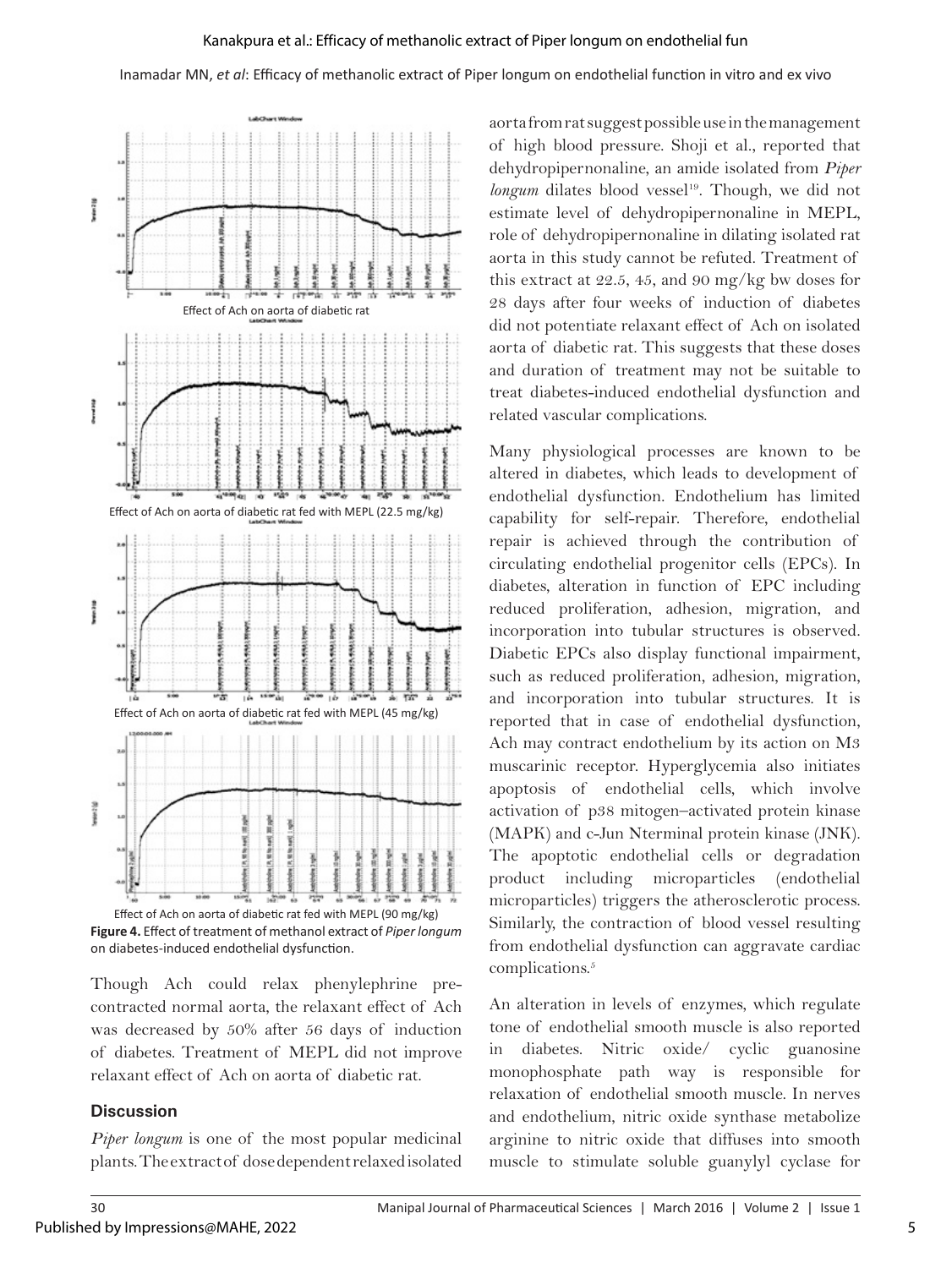Effect of Ach on aorta of diabetic rat

Effect of Ach on aorta of diabetic rat fed with MEPL (22.5 mg/kg)

Effect of Ach on aorta of diabetic rat fed with MEPL (45 mg/kg)

Effect of Ach on aorta of diabetic rat fed with MEPL (90 mg/kg)

**Figure 4.** Effect of treatment of methanol extract of *Piper longum* on diabetes-induced endothelial dysfunction.

Though Ach could relax phenylephrine pre-contracted normal aorta, the relaxant effect of Ach was decreased by 50% after 56 days of induction of diabetes. Treatment of MEPL did not improve relaxant effect of Ach on aorta of diabetic rat.

## Discussion

*Piper longum* is one of the most popular medicinal plants. The extract of dose dependent relaxed isolated aorta from rat suggest possible use in the management of high blood pressure. Shoji et al., reported that dehydropipernonaline, an amide isolated from *Piper longum* dilates blood vessel[19]. Though, we did not estimate level of dehydropipernonaline in MEPL, role of dehydropipernonaline in dilating isolated rat aorta in this study cannot be refuted. Treatment of this extract at 22.5, 45, and 90 mg/kg bw doses for 28 days after four weeks of induction of diabetes did not potentiate relaxant effect of Ach on isolated aorta of diabetic rat. This suggests that these doses and duration of treatment may not be suitable to treat diabetes-induced endothelial dysfunction and related vascular complications.

Many physiological processes are known to be altered in diabetes, which leads to development of endothelial dysfunction. Endothelium has limited capability for self-repair. Therefore, endothelial repair is achieved through the contribution of circulating endothelial progenitor cells (EPCs). In diabetes, alteration in function of EPC including reduced proliferation, adhesion, migration, and incorporation into tubular structures is observed. Diabetic EPCs also display functional impairment, such as reduced proliferation, adhesion, migration, and incorporation into tubular structures. It is reported that in case of endothelial dysfunction, Ach may contract endothelium by its action on M3 muscarinic receptor. Hyperglycemia also initiates apoptosis of endothelial cells, which involve activation of p38 mitogen–activated protein kinase (MAPK) and c-Jun Nterminal protein kinase (JNK). The apoptotic endothelial cells or degradation product including microparticles (endothelial microparticles) triggers the atherosclerotic process. Similarly, the contraction of blood vessel resulting from endothelial dysfunction can aggravate cardiac complications.[5]

An alteration in levels of enzymes, which regulate tone of endothelial smooth muscle is also reported in diabetes. Nitric oxide/ cyclic guanosine monophosphate path way is responsible for relaxation of endothelial smooth muscle. In nerves and endothelium, nitric oxide synthase metabolize arginine to nitric oxide that diffuses into smooth muscle to stimulate soluble guanylyl cyclase for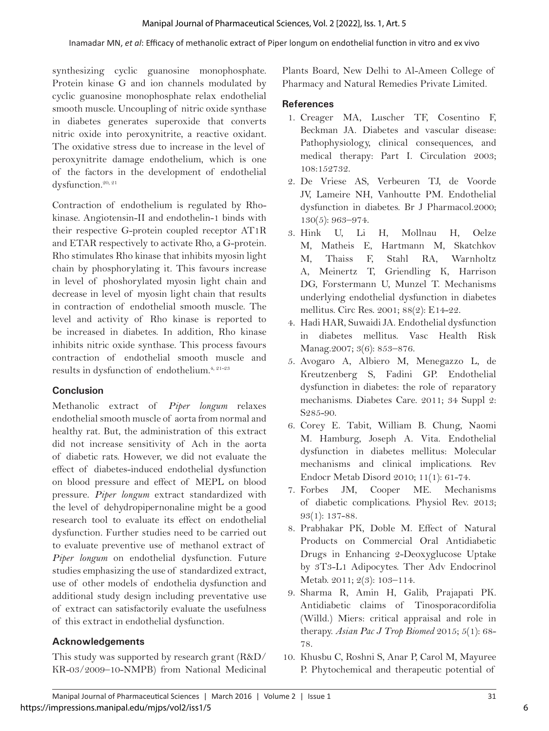synthesizing cyclic guanosine monophosphate. Protein kinase G and ion channels modulated by cyclic guanosine monophosphate relax endothelial smooth muscle. Uncoupling of nitric oxide synthase in diabetes generates superoxide that converts nitric oxide into peroxynitrite, a reactive oxidant. The oxidative stress due to increase in the level of peroxynitrite damage endothelium, which is one of the factors in the development of endothelial dysfunction.[20, 21]

Contraction of endothelium is regulated by Rho-kinase. Angiotensin-II and endothelin-1 binds with their respective G-protein coupled receptor AT1R and ETAR respectively to activate Rho, a G-protein. Rho stimulates Rho kinase that inhibits myosin light chain by phosphorylating it. This favours increase in level of phoshorylated myosin light chain and decrease in level of myosin light chain that results in contraction of endothelial smooth muscle. The level and activity of Rho kinase is reported to be increased in diabetes. In addition, Rho kinase inhibits nitric oxide synthase. This process favours contraction of endothelial smooth muscle and results in dysfunction of endothelium.[4, 21-23]

## Conclusion

Methanolic extract of *Piper longum* relaxes endothelial smooth muscle of aorta from normal and healthy rat. But, the administration of this extract did not increase sensitivity of Ach in the aorta of diabetic rats. However, we did not evaluate the effect of diabetes-induced endothelial dysfunction on blood pressure and effect of MEPL on blood pressure. *Piper longum* extract standardized with the level of dehydropipernonaline might be a good research tool to evaluate its effect on endothelial dysfunction. Further studies need to be carried out to evaluate preventive use of methanol extract of *Piper longum* on endothelial dysfunction. Future studies emphasizing the use of standardized extract, use of other models of endothelia dysfunction and additional study design including preventative use of extract can satisfactorily evaluate the usefulness of this extract in endothelial dysfunction.

## Acknowledgements

This study was supported by research grant (R&D/KR-03/2009–10-NMPB) from National Medicinal Plants Board, New Delhi to Al-Ameen College of Pharmacy and Natural Remedies Private Limited.

## References

1. Creager MA, Luscher TF, Cosentino F, Beckman JA. Diabetes and vascular disease: Pathophysiology, clinical consequences, and medical therapy: Part I. Circulation 2003; 108:152732.
2. De Vriese AS, Verbeuren TJ, de Voorde JV, Lameire NH, Vanhoutte PM. Endothelial dysfunction in diabetes. Br J Pharmacol.2000; 130(5): 963–974.
3. Hink U, Li H, Mollnau H, Oelze M, Matheis E, Hartmann M, Skatchkov M, Thaiss F, Stahl RA, Warnholtz A, Meinertz T, Griendling K, Harrison DG, Forstermann U, Munzel T. Mechanisms underlying endothelial dysfunction in diabetes mellitus. Circ Res. 2001; 88(2): E14-22.
4. Hadi HAR, Suwaidi JA. Endothelial dysfunction in diabetes mellitus. Vasc Health Risk Manag.2007; 3(6): 853–876.
5. Avogaro A, Albiero M, Menegazzo L, de Kreutzenberg S, Fadini GP. Endothelial dysfunction in diabetes: the role of reparatory mechanisms. Diabetes Care. 2011; 34 Suppl 2: S285-90.
6. Corey E. Tabit, William B. Chung, Naomi M. Hamburg, Joseph A. Vita. Endothelial dysfunction in diabetes mellitus: Molecular mechanisms and clinical implications. Rev Endocr Metab Disord 2010; 11(1): 61-74.
7. Forbes JM, Cooper ME. Mechanisms of diabetic complications. Physiol Rev. 2013; 93(1): 137-88.
8. Prabhakar PK, Doble M. Effect of Natural Products on Commercial Oral Antidiabetic Drugs in Enhancing 2-Deoxyglucose Uptake by 3T3-L1 Adipocytes. Ther Adv Endocrinol Metab. 2011; 2(3): 103–114.
9. Sharma R, Amin H, Galib, Prajapati PK. Antidiabetic claims of Tinosporacordifolia (Willd.) Miers: critical appraisal and role in therapy. *Asian Pac J Trop Biomed* 2015; 5(1): 68-78.
10. Khusbu C, Roshni S, Anar P, Carol M, Mayuree P. Phytochemical and therapeutic potential of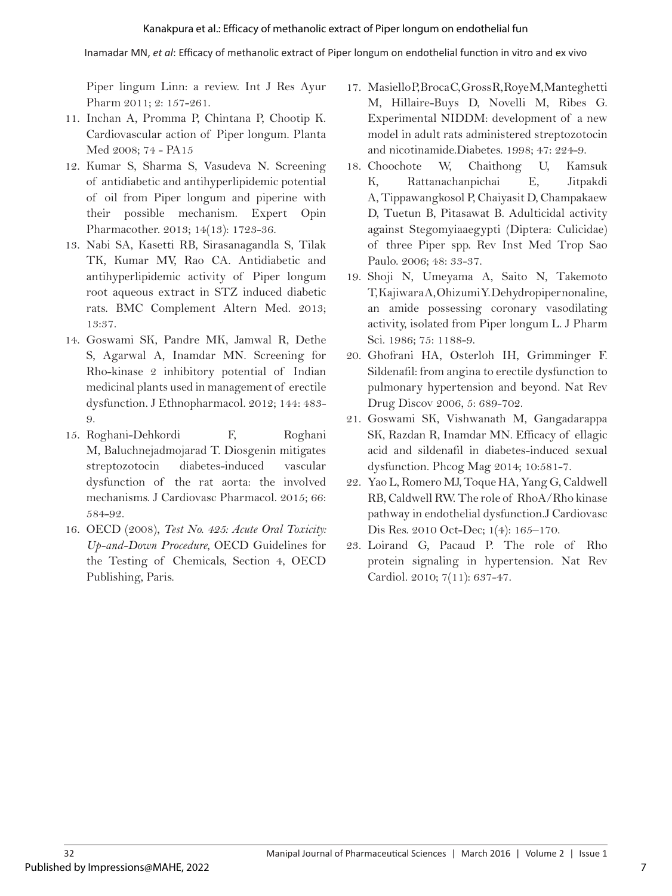Piper lingum Linn: a review. Int J Res Ayur Pharm 2011; 2: 157-261.

11. Inchan A, Promma P, Chintana P, Chootip K. Cardiovascular action of Piper longum. Planta Med 2008; 74 - PA15
12. Kumar S, Sharma S, Vasudeva N. Screening of antidiabetic and antihyperlipidemic potential of oil from Piper longum and piperine with their possible mechanism. Expert Opin Pharmacother. 2013; 14(13): 1723-36.
13. Nabi SA, Kasetti RB, Sirasanagandla S, Tilak TK, Kumar MV, Rao CA. Antidiabetic and antihyperlipidemic activity of Piper longum root aqueous extract in STZ induced diabetic rats. BMC Complement Altern Med. 2013; 13:37.
14. Goswami SK, Pandre MK, Jamwal R, Dethe S, Agarwal A, Inamdar MN. Screening for Rho-kinase 2 inhibitory potential of Indian medicinal plants used in management of erectile dysfunction. J Ethnopharmacol. 2012; 144: 483-9.
15. Roghani-Dehkordi F, Roghani M, Baluchnejadmojarad T. Diosgenin mitigates streptozotocin diabetes-induced vascular dysfunction of the rat aorta: the involved mechanisms. J Cardiovasc Pharmacol. 2015; 66: 584-92.
16. OECD (2008), *Test No. 425: Acute Oral Toxicity: Up-and-Down Procedure*, OECD Guidelines for the Testing of Chemicals, Section 4, OECD Publishing, Paris.
17. Masiello P, Broca C, Gross R, Roye M, Manteghetti M, Hillaire-Buys D, Novelli M, Ribes G. Experimental NIDDM: development of a new model in adult rats administered streptozotocin and nicotinamide. Diabetes. 1998; 47: 224-9.
18. Choochote W, Chaithong U, Kamsuk K, Rattanachanpichai E, Jitpakdi A, Tippawangkosol P, Chaiyasit D, Champakaew D, Tuetun B, Pitasawat B. Adulticidal activity against Stegomyiaaegypti (Diptera: Culicidae) of three Piper spp. Rev Inst Med Trop Sao Paulo. 2006; 48: 33-37.
19. Shoji N, Umeyama A, Saito N, Takemoto T, Kajiwara A, Ohizumi Y. Dehydropipernonaline, an amide possessing coronary vasodilating activity, isolated from Piper longum L. J Pharm Sci. 1986; 75: 1188-9.
20. Ghofrani HA, Osterloh IH, Grimminger F. Sildenafil: from angina to erectile dysfunction to pulmonary hypertension and beyond. Nat Rev Drug Discov 2006, 5: 689-702.
21. Goswami SK, Vishwanath M, Gangadarappa SK, Razdan R, Inamdar MN. Efficacy of ellagic acid and sildenafil in diabetes-induced sexual dysfunction. Phcog Mag 2014; 10:581-7.
22. Yao L, Romero MJ, Toque HA, Yang G, Caldwell RB, Caldwell RW. The role of RhoA/Rho kinase pathway in endothelial dysfunction. J Cardiovasc Dis Res. 2010 Oct-Dec; 1(4): 165–170.
23. Loirand G, Pacaud P. The role of Rho protein signaling in hypertension. Nat Rev Cardiol. 2010; 7(11): 637-47.